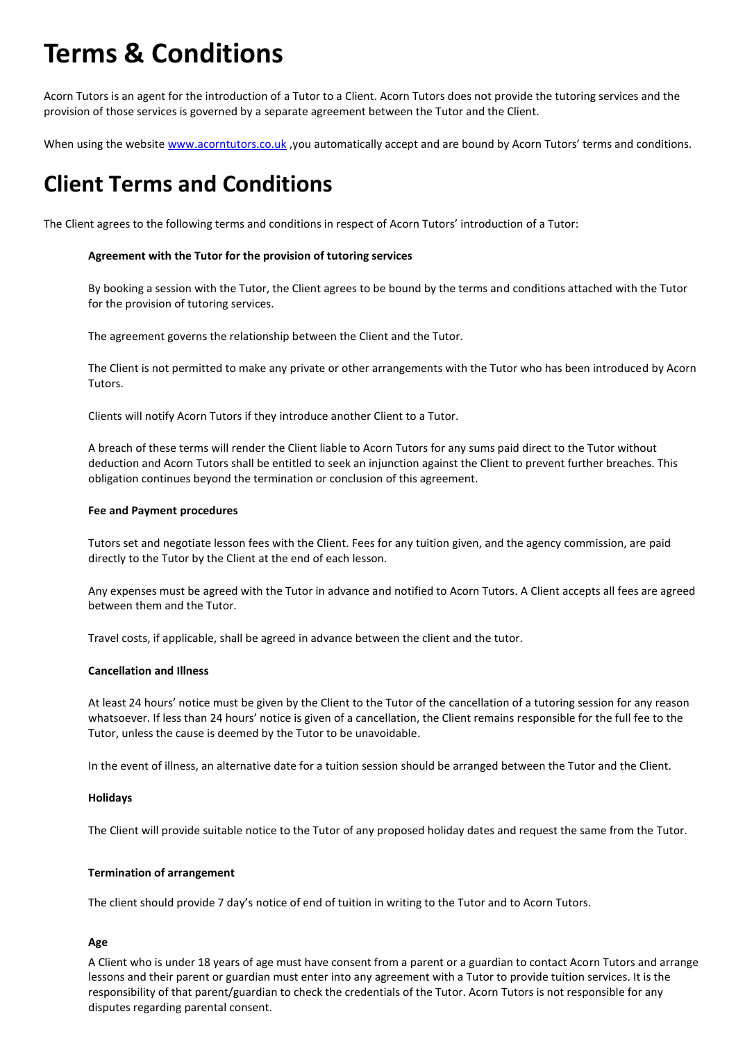# Terms & Conditions

Acorn Tutors is an agent for the introduction of a Tutor to a Client. Acorn Tutors does not provide the tutoring services and the provision of those services is governed by a separate agreement between the Tutor and the Client.

When using the website [www.acorntutors.co.uk](http://www.acorntutors.co.uk) ,you automatically accept and are bound by Acorn Tutors' terms and conditions.

# Client Terms and Conditions

The Client agrees to the following terms and conditions in respect of Acorn Tutors' introduction of a Tutor:

**Agreement with the Tutor for the provision of tutoring services**

By booking a session with the Tutor, the Client agrees to be bound by the terms and conditions attached with the Tutor for the provision of tutoring services.

The agreement governs the relationship between the Client and the Tutor.

The Client is not permitted to make any private or other arrangements with the Tutor who has been introduced by Acorn Tutors.

Clients will notify Acorn Tutors if they introduce another Client to a Tutor.

A breach of these terms will render the Client liable to Acorn Tutors for any sums paid direct to the Tutor without deduction and Acorn Tutors shall be entitled to seek an injunction against the Client to prevent further breaches. This obligation continues beyond the termination or conclusion of this agreement.

**Fee and Payment procedures**

Tutors set and negotiate lesson fees with the Client. Fees for any tuition given, and the agency commission, are paid directly to the Tutor by the Client at the end of each lesson.

Any expenses must be agreed with the Tutor in advance and notified to Acorn Tutors. A Client accepts all fees are agreed between them and the Tutor.

Travel costs, if applicable, shall be agreed in advance between the client and the tutor.

**Cancellation and Illness**

At least 24 hours' notice must be given by the Client to the Tutor of the cancellation of a tutoring session for any reason whatsoever. If less than 24 hours' notice is given of a cancellation, the Client remains responsible for the full fee to the Tutor, unless the cause is deemed by the Tutor to be unavoidable.

In the event of illness, an alternative date for a tuition session should be arranged between the Tutor and the Client.

**Holidays**

The Client will provide suitable notice to the Tutor of any proposed holiday dates and request the same from the Tutor.

**Termination of arrangement**

The client should provide 7 day's notice of end of tuition in writing to the Tutor and to Acorn Tutors.

**Age**

A Client who is under 18 years of age must have consent from a parent or a guardian to contact Acorn Tutors and arrange lessons and their parent or guardian must enter into any agreement with a Tutor to provide tuition services. It is the responsibility of that parent/guardian to check the credentials of the Tutor. Acorn Tutors is not responsible for any disputes regarding parental consent.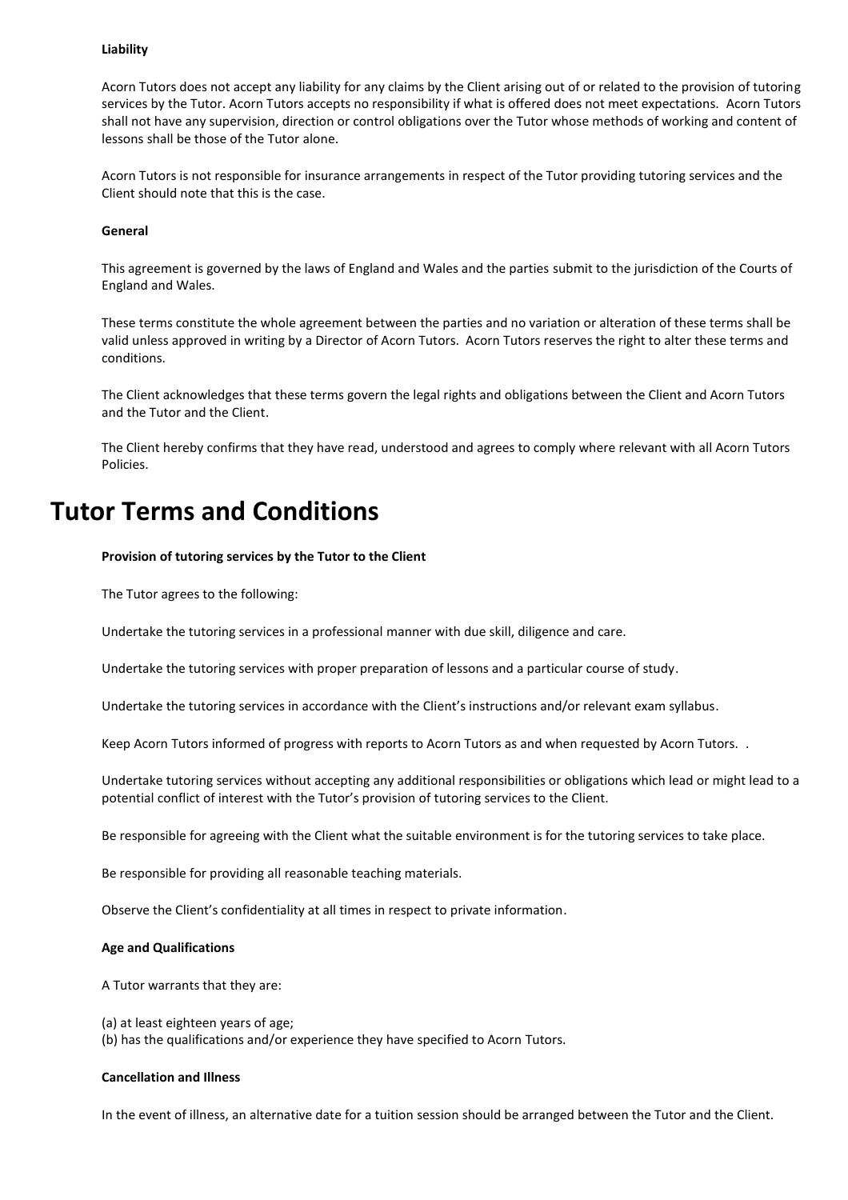**Liability**

Acorn Tutors does not accept any liability for any claims by the Client arising out of or related to the provision of tutoring services by the Tutor. Acorn Tutors accepts no responsibility if what is offered does not meet expectations. Acorn Tutors shall not have any supervision, direction or control obligations over the Tutor whose methods of working and content of lessons shall be those of the Tutor alone.

Acorn Tutors is not responsible for insurance arrangements in respect of the Tutor providing tutoring services and the Client should note that this is the case.

**General**

This agreement is governed by the laws of England and Wales and the parties submit to the jurisdiction of the Courts of England and Wales.

These terms constitute the whole agreement between the parties and no variation or alteration of these terms shall be valid unless approved in writing by a Director of Acorn Tutors. Acorn Tutors reserves the right to alter these terms and conditions.

The Client acknowledges that these terms govern the legal rights and obligations between the Client and Acorn Tutors and the Tutor and the Client.

The Client hereby confirms that they have read, understood and agrees to comply where relevant with all Acorn Tutors Policies.

# Tutor Terms and Conditions

**Provision of tutoring services by the Tutor to the Client**

The Tutor agrees to the following:

Undertake the tutoring services in a professional manner with due skill, diligence and care.

Undertake the tutoring services with proper preparation of lessons and a particular course of study.

Undertake the tutoring services in accordance with the Client's instructions and/or relevant exam syllabus.

Keep Acorn Tutors informed of progress with reports to Acorn Tutors as and when requested by Acorn Tutors. .

Undertake tutoring services without accepting any additional responsibilities or obligations which lead or might lead to a potential conflict of interest with the Tutor's provision of tutoring services to the Client.

Be responsible for agreeing with the Client what the suitable environment is for the tutoring services to take place.

Be responsible for providing all reasonable teaching materials.

Observe the Client's confidentiality at all times in respect to private information.

**Age and Qualifications**

A Tutor warrants that they are:

(a) at least eighteen years of age;
(b) has the qualifications and/or experience they have specified to Acorn Tutors.

**Cancellation and Illness**

In the event of illness, an alternative date for a tuition session should be arranged between the Tutor and the Client.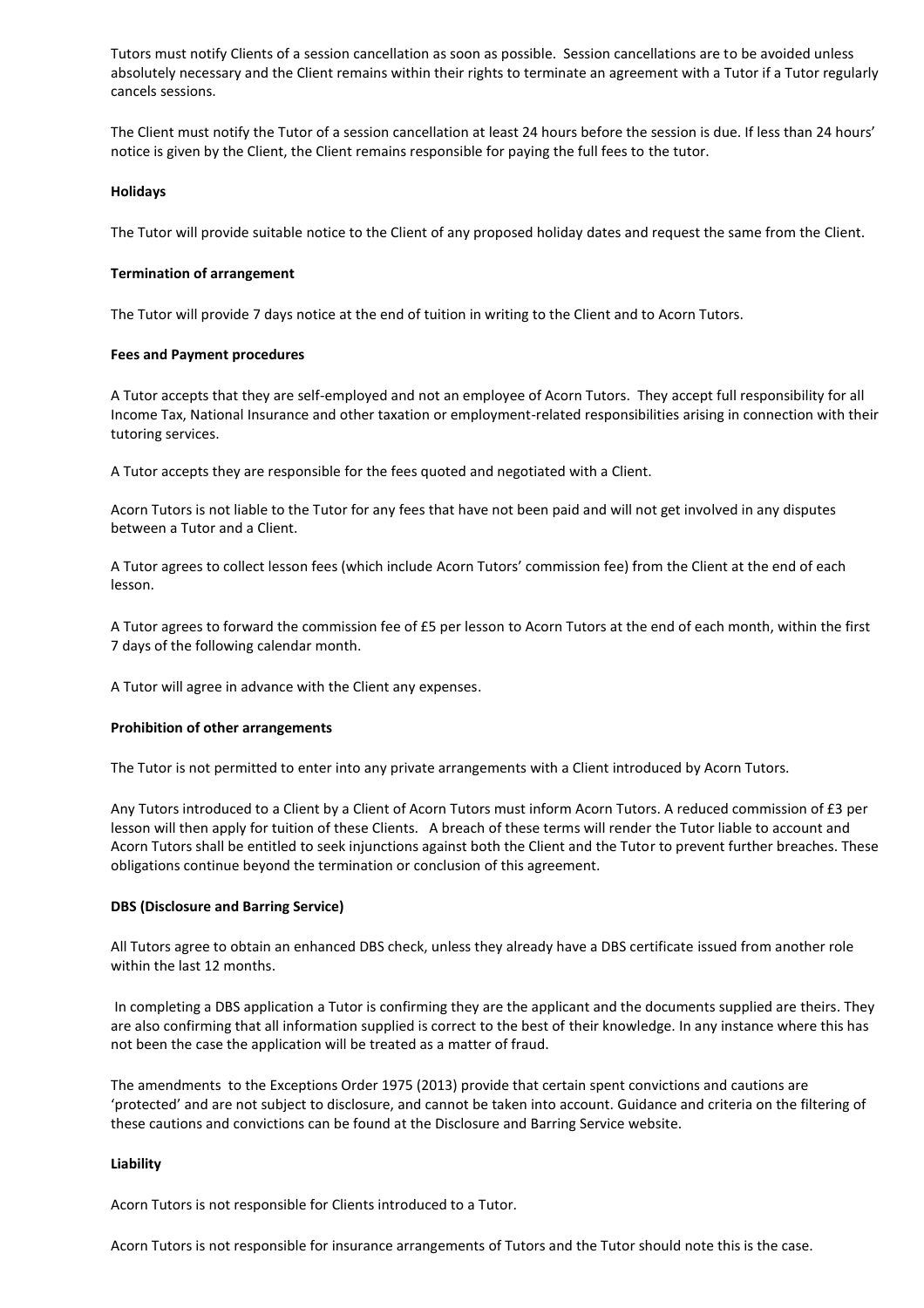Tutors must notify Clients of a session cancellation as soon as possible. Session cancellations are to be avoided unless absolutely necessary and the Client remains within their rights to terminate an agreement with a Tutor if a Tutor regularly cancels sessions.

The Client must notify the Tutor of a session cancellation at least 24 hours before the session is due. If less than 24 hours' notice is given by the Client, the Client remains responsible for paying the full fees to the tutor.

**Holidays**

The Tutor will provide suitable notice to the Client of any proposed holiday dates and request the same from the Client.

**Termination of arrangement**

The Tutor will provide 7 days notice at the end of tuition in writing to the Client and to Acorn Tutors.

**Fees and Payment procedures**

A Tutor accepts that they are self-employed and not an employee of Acorn Tutors. They accept full responsibility for all Income Tax, National Insurance and other taxation or employment-related responsibilities arising in connection with their tutoring services.

A Tutor accepts they are responsible for the fees quoted and negotiated with a Client.

Acorn Tutors is not liable to the Tutor for any fees that have not been paid and will not get involved in any disputes between a Tutor and a Client.

A Tutor agrees to collect lesson fees (which include Acorn Tutors' commission fee) from the Client at the end of each lesson.

A Tutor agrees to forward the commission fee of £5 per lesson to Acorn Tutors at the end of each month, within the first 7 days of the following calendar month.

A Tutor will agree in advance with the Client any expenses.

**Prohibition of other arrangements**

The Tutor is not permitted to enter into any private arrangements with a Client introduced by Acorn Tutors.

Any Tutors introduced to a Client by a Client of Acorn Tutors must inform Acorn Tutors. A reduced commission of £3 per lesson will then apply for tuition of these Clients. A breach of these terms will render the Tutor liable to account and Acorn Tutors shall be entitled to seek injunctions against both the Client and the Tutor to prevent further breaches. These obligations continue beyond the termination or conclusion of this agreement.

**DBS (Disclosure and Barring Service)**

All Tutors agree to obtain an enhanced DBS check, unless they already have a DBS certificate issued from another role within the last 12 months.

In completing a DBS application a Tutor is confirming they are the applicant and the documents supplied are theirs. They are also confirming that all information supplied is correct to the best of their knowledge. In any instance where this has not been the case the application will be treated as a matter of fraud.

The amendments to the Exceptions Order 1975 (2013) provide that certain spent convictions and cautions are 'protected' and are not subject to disclosure, and cannot be taken into account. Guidance and criteria on the filtering of these cautions and convictions can be found at the Disclosure and Barring Service website.

**Liability**

Acorn Tutors is not responsible for Clients introduced to a Tutor.

Acorn Tutors is not responsible for insurance arrangements of Tutors and the Tutor should note this is the case.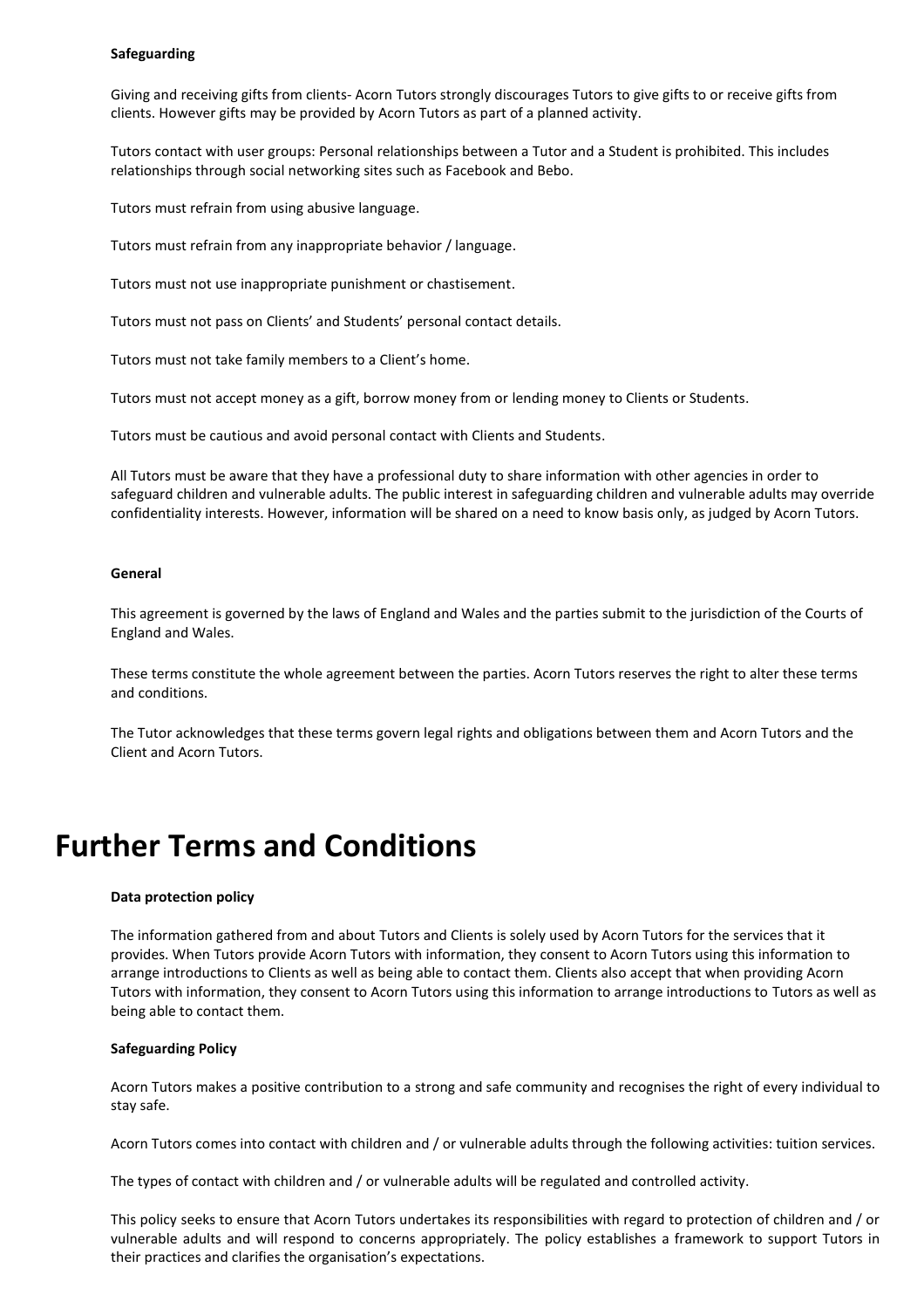**Safeguarding**

Giving and receiving gifts from clients- Acorn Tutors strongly discourages Tutors to give gifts to or receive gifts from clients. However gifts may be provided by Acorn Tutors as part of a planned activity.

Tutors contact with user groups: Personal relationships between a Tutor and a Student is prohibited. This includes relationships through social networking sites such as Facebook and Bebo.

Tutors must refrain from using abusive language.

Tutors must refrain from any inappropriate behavior / language.

Tutors must not use inappropriate punishment or chastisement.

Tutors must not pass on Clients' and Students' personal contact details.

Tutors must not take family members to a Client's home.

Tutors must not accept money as a gift, borrow money from or lending money to Clients or Students.

Tutors must be cautious and avoid personal contact with Clients and Students.

All Tutors must be aware that they have a professional duty to share information with other agencies in order to safeguard children and vulnerable adults. The public interest in safeguarding children and vulnerable adults may override confidentiality interests. However, information will be shared on a need to know basis only, as judged by Acorn Tutors.

**General**

This agreement is governed by the laws of England and Wales and the parties submit to the jurisdiction of the Courts of England and Wales.

These terms constitute the whole agreement between the parties. Acorn Tutors reserves the right to alter these terms and conditions.

The Tutor acknowledges that these terms govern legal rights and obligations between them and Acorn Tutors and the Client and Acorn Tutors.

# Further Terms and Conditions

**Data protection policy**

The information gathered from and about Tutors and Clients is solely used by Acorn Tutors for the services that it provides. When Tutors provide Acorn Tutors with information, they consent to Acorn Tutors using this information to arrange introductions to Clients as well as being able to contact them. Clients also accept that when providing Acorn Tutors with information, they consent to Acorn Tutors using this information to arrange introductions to Tutors as well as being able to contact them.

**Safeguarding Policy**

Acorn Tutors makes a positive contribution to a strong and safe community and recognises the right of every individual to stay safe.

Acorn Tutors comes into contact with children and / or vulnerable adults through the following activities: tuition services.

The types of contact with children and / or vulnerable adults will be regulated and controlled activity.

This policy seeks to ensure that Acorn Tutors undertakes its responsibilities with regard to protection of children and / or vulnerable adults and will respond to concerns appropriately. The policy establishes a framework to support Tutors in their practices and clarifies the organisation's expectations.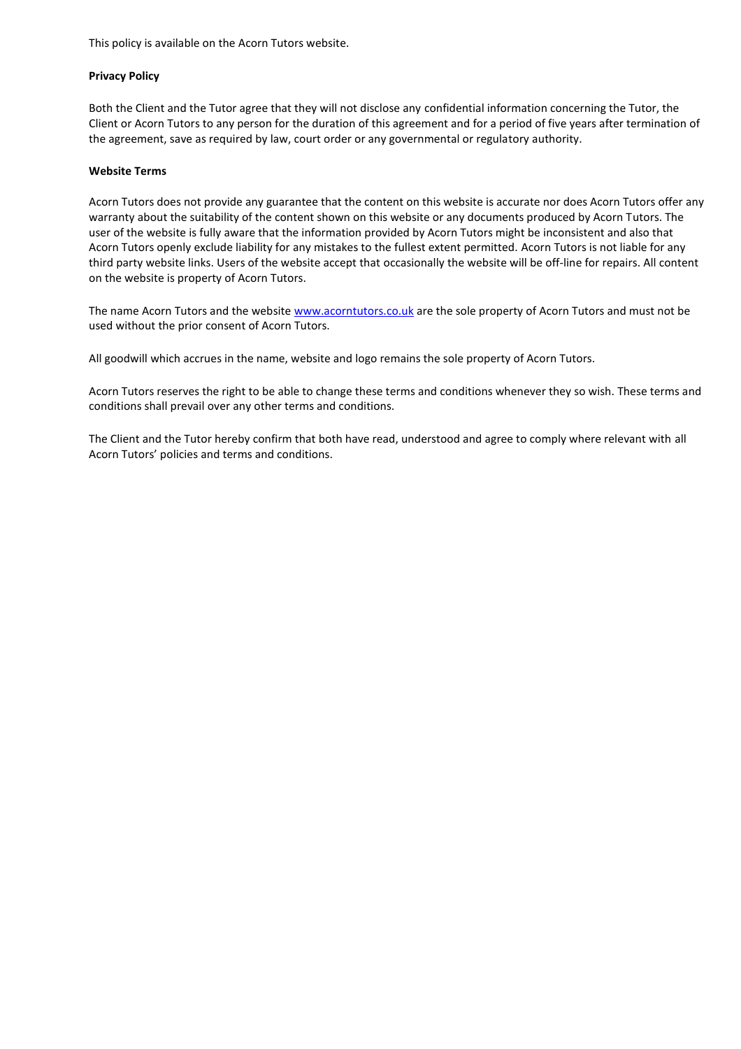This policy is available on the Acorn Tutors website.

**Privacy Policy**

Both the Client and the Tutor agree that they will not disclose any confidential information concerning the Tutor, the Client or Acorn Tutors to any person for the duration of this agreement and for a period of five years after termination of the agreement, save as required by law, court order or any governmental or regulatory authority.

**Website Terms**

Acorn Tutors does not provide any guarantee that the content on this website is accurate nor does Acorn Tutors offer any warranty about the suitability of the content shown on this website or any documents produced by Acorn Tutors. The user of the website is fully aware that the information provided by Acorn Tutors might be inconsistent and also that Acorn Tutors openly exclude liability for any mistakes to the fullest extent permitted. Acorn Tutors is not liable for any third party website links. Users of the website accept that occasionally the website will be off-line for repairs. All content on the website is property of Acorn Tutors.

The name Acorn Tutors and the website [www.acorntutors.co.uk](http://www.acorntutors.co.uk) are the sole property of Acorn Tutors and must not be used without the prior consent of Acorn Tutors.

All goodwill which accrues in the name, website and logo remains the sole property of Acorn Tutors.

Acorn Tutors reserves the right to be able to change these terms and conditions whenever they so wish. These terms and conditions shall prevail over any other terms and conditions.

The Client and the Tutor hereby confirm that both have read, understood and agree to comply where relevant with all Acorn Tutors' policies and terms and conditions.